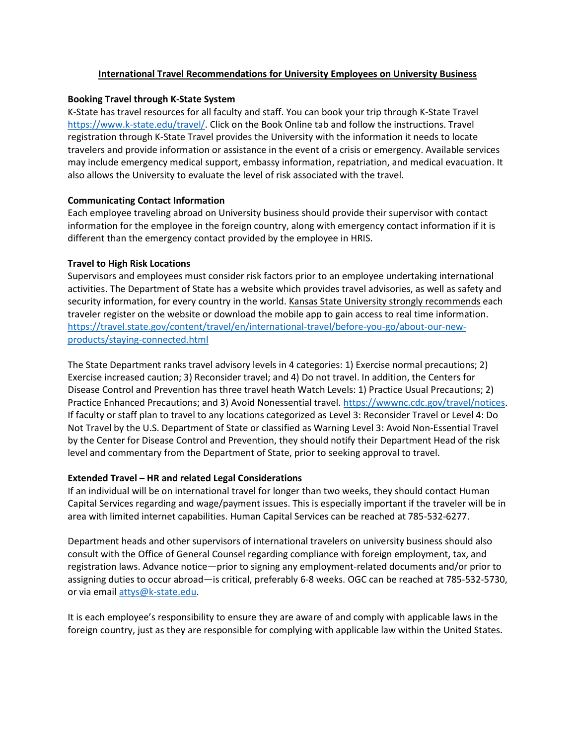# International Travel Recommendations for University Employees on University Business

**Booking Travel through K-State System**

K-State has travel resources for all faculty and staff. You can book your trip through K-State Travel https://www.k-state.edu/travel/. Click on the Book Online tab and follow the instructions. Travel registration through K-State Travel provides the University with the information it needs to locate travelers and provide information or assistance in the event of a crisis or emergency. Available services may include emergency medical support, embassy information, repatriation, and medical evacuation. It also allows the University to evaluate the level of risk associated with the travel.

**Communicating Contact Information**

Each employee traveling abroad on University business should provide their supervisor with contact information for the employee in the foreign country, along with emergency contact information if it is different than the emergency contact provided by the employee in HRIS.

**Travel to High Risk Locations**

Supervisors and employees must consider risk factors prior to an employee undertaking international activities. The Department of State has a website which provides travel advisories, as well as safety and security information, for every country in the world. Kansas State University strongly recommends each traveler register on the website or download the mobile app to gain access to real time information. https://travel.state.gov/content/travel/en/international-travel/before-you-go/about-our-new-products/staying-connected.html

The State Department ranks travel advisory levels in 4 categories: 1) Exercise normal precautions; 2) Exercise increased caution; 3) Reconsider travel; and 4) Do not travel. In addition, the Centers for Disease Control and Prevention has three travel heath Watch Levels: 1) Practice Usual Precautions; 2) Practice Enhanced Precautions; and 3) Avoid Nonessential travel. https://wwwnc.cdc.gov/travel/notices. If faculty or staff plan to travel to any locations categorized as Level 3: Reconsider Travel or Level 4: Do Not Travel by the U.S. Department of State or classified as Warning Level 3: Avoid Non-Essential Travel by the Center for Disease Control and Prevention, they should notify their Department Head of the risk level and commentary from the Department of State, prior to seeking approval to travel.

**Extended Travel – HR and related Legal Considerations**

If an individual will be on international travel for longer than two weeks, they should contact Human Capital Services regarding and wage/payment issues. This is especially important if the traveler will be in area with limited internet capabilities. Human Capital Services can be reached at 785-532-6277.

Department heads and other supervisors of international travelers on university business should also consult with the Office of General Counsel regarding compliance with foreign employment, tax, and registration laws. Advance notice—prior to signing any employment-related documents and/or prior to assigning duties to occur abroad—is critical, preferably 6-8 weeks. OGC can be reached at 785-532-5730, or via email attys@k-state.edu.

It is each employee's responsibility to ensure they are aware of and comply with applicable laws in the foreign country, just as they are responsible for complying with applicable law within the United States.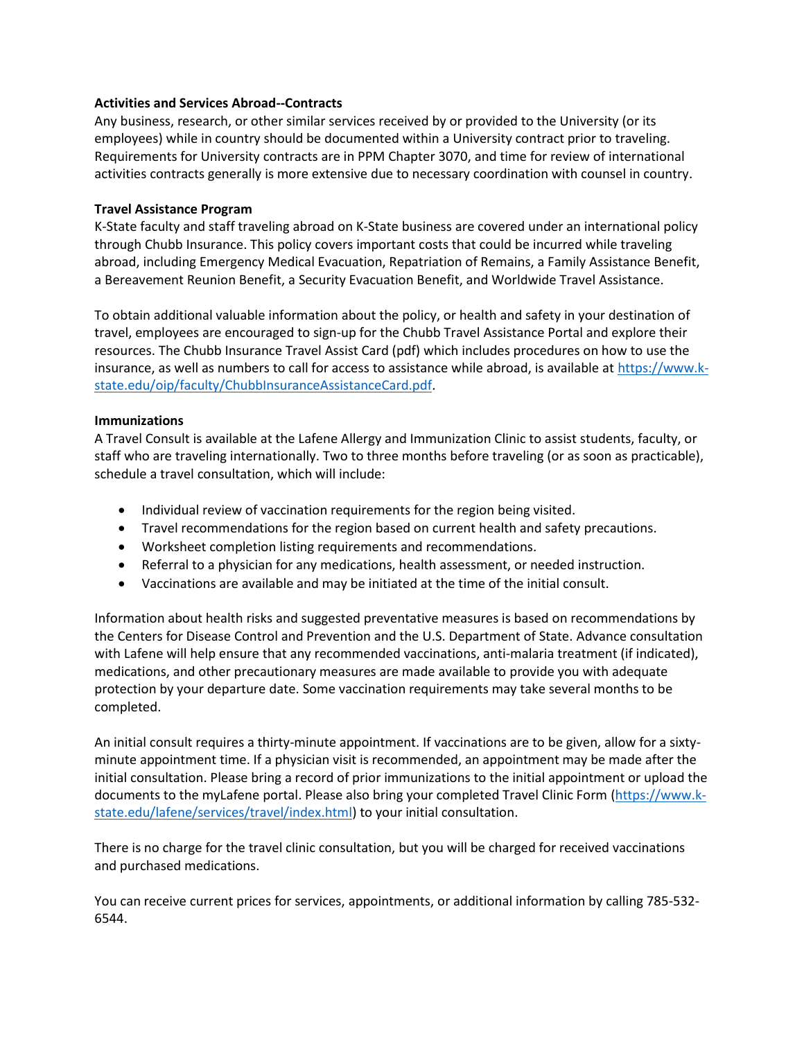**Activities and Services Abroad--Contracts**

Any business, research, or other similar services received by or provided to the University (or its employees) while in country should be documented within a University contract prior to traveling. Requirements for University contracts are in PPM Chapter 3070, and time for review of international activities contracts generally is more extensive due to necessary coordination with counsel in country.

**Travel Assistance Program**

K-State faculty and staff traveling abroad on K-State business are covered under an international policy through Chubb Insurance. This policy covers important costs that could be incurred while traveling abroad, including Emergency Medical Evacuation, Repatriation of Remains, a Family Assistance Benefit, a Bereavement Reunion Benefit, a Security Evacuation Benefit, and Worldwide Travel Assistance.

To obtain additional valuable information about the policy, or health and safety in your destination of travel, employees are encouraged to sign-up for the Chubb Travel Assistance Portal and explore their resources. The Chubb Insurance Travel Assist Card (pdf) which includes procedures on how to use the insurance, as well as numbers to call for access to assistance while abroad, is available at [https://www.k-state.edu/oip/faculty/ChubbInsuranceAssistanceCard.pdf](https://www.k-state.edu/oip/faculty/ChubbInsuranceAssistanceCard.pdf).

**Immunizations**

A Travel Consult is available at the Lafene Allergy and Immunization Clinic to assist students, faculty, or staff who are traveling internationally. Two to three months before traveling (or as soon as practicable), schedule a travel consultation, which will include:

- Individual review of vaccination requirements for the region being visited.
- Travel recommendations for the region based on current health and safety precautions.
- Worksheet completion listing requirements and recommendations.
- Referral to a physician for any medications, health assessment, or needed instruction.
- Vaccinations are available and may be initiated at the time of the initial consult.

Information about health risks and suggested preventative measures is based on recommendations by the Centers for Disease Control and Prevention and the U.S. Department of State. Advance consultation with Lafene will help ensure that any recommended vaccinations, anti-malaria treatment (if indicated), medications, and other precautionary measures are made available to provide you with adequate protection by your departure date. Some vaccination requirements may take several months to be completed.

An initial consult requires a thirty-minute appointment. If vaccinations are to be given, allow for a sixty-minute appointment time. If a physician visit is recommended, an appointment may be made after the initial consultation. Please bring a record of prior immunizations to the initial appointment or upload the documents to the myLafene portal. Please also bring your completed Travel Clinic Form ([https://www.k-state.edu/lafene/services/travel/index.html](https://www.k-state.edu/lafene/services/travel/index.html)) to your initial consultation.

There is no charge for the travel clinic consultation, but you will be charged for received vaccinations and purchased medications.

You can receive current prices for services, appointments, or additional information by calling 785-532-6544.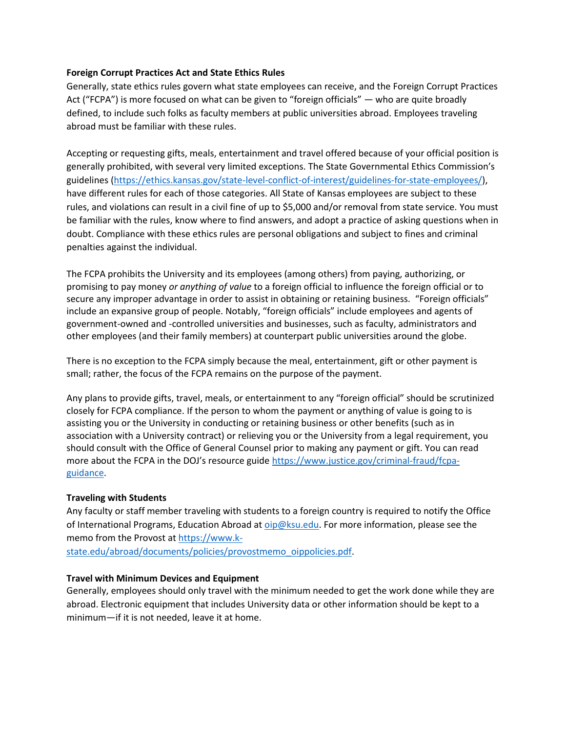**Foreign Corrupt Practices Act and State Ethics Rules**

Generally, state ethics rules govern what state employees can receive, and the Foreign Corrupt Practices Act ("FCPA") is more focused on what can be given to "foreign officials" — who are quite broadly defined, to include such folks as faculty members at public universities abroad. Employees traveling abroad must be familiar with these rules.

Accepting or requesting gifts, meals, entertainment and travel offered because of your official position is generally prohibited, with several very limited exceptions. The State Governmental Ethics Commission's guidelines (https://ethics.kansas.gov/state-level-conflict-of-interest/guidelines-for-state-employees/), have different rules for each of those categories. All State of Kansas employees are subject to these rules, and violations can result in a civil fine of up to $5,000 and/or removal from state service. You must be familiar with the rules, know where to find answers, and adopt a practice of asking questions when in doubt. Compliance with these ethics rules are personal obligations and subject to fines and criminal penalties against the individual.

The FCPA prohibits the University and its employees (among others) from paying, authorizing, or promising to pay money *or anything of value* to a foreign official to influence the foreign official or to secure any improper advantage in order to assist in obtaining or retaining business. "Foreign officials" include an expansive group of people. Notably, "foreign officials" include employees and agents of government-owned and -controlled universities and businesses, such as faculty, administrators and other employees (and their family members) at counterpart public universities around the globe.

There is no exception to the FCPA simply because the meal, entertainment, gift or other payment is small; rather, the focus of the FCPA remains on the purpose of the payment.

Any plans to provide gifts, travel, meals, or entertainment to any "foreign official" should be scrutinized closely for FCPA compliance. If the person to whom the payment or anything of value is going to is assisting you or the University in conducting or retaining business or other benefits (such as in association with a University contract) or relieving you or the University from a legal requirement, you should consult with the Office of General Counsel prior to making any payment or gift. You can read more about the FCPA in the DOJ's resource guide https://www.justice.gov/criminal-fraud/fcpa-guidance.

**Traveling with Students**

Any faculty or staff member traveling with students to a foreign country is required to notify the Office of International Programs, Education Abroad at oip@ksu.edu. For more information, please see the memo from the Provost at https://www.k-state.edu/abroad/documents/policies/provostmemo_oippolicies.pdf.

**Travel with Minimum Devices and Equipment**

Generally, employees should only travel with the minimum needed to get the work done while they are abroad. Electronic equipment that includes University data or other information should be kept to a minimum—if it is not needed, leave it at home.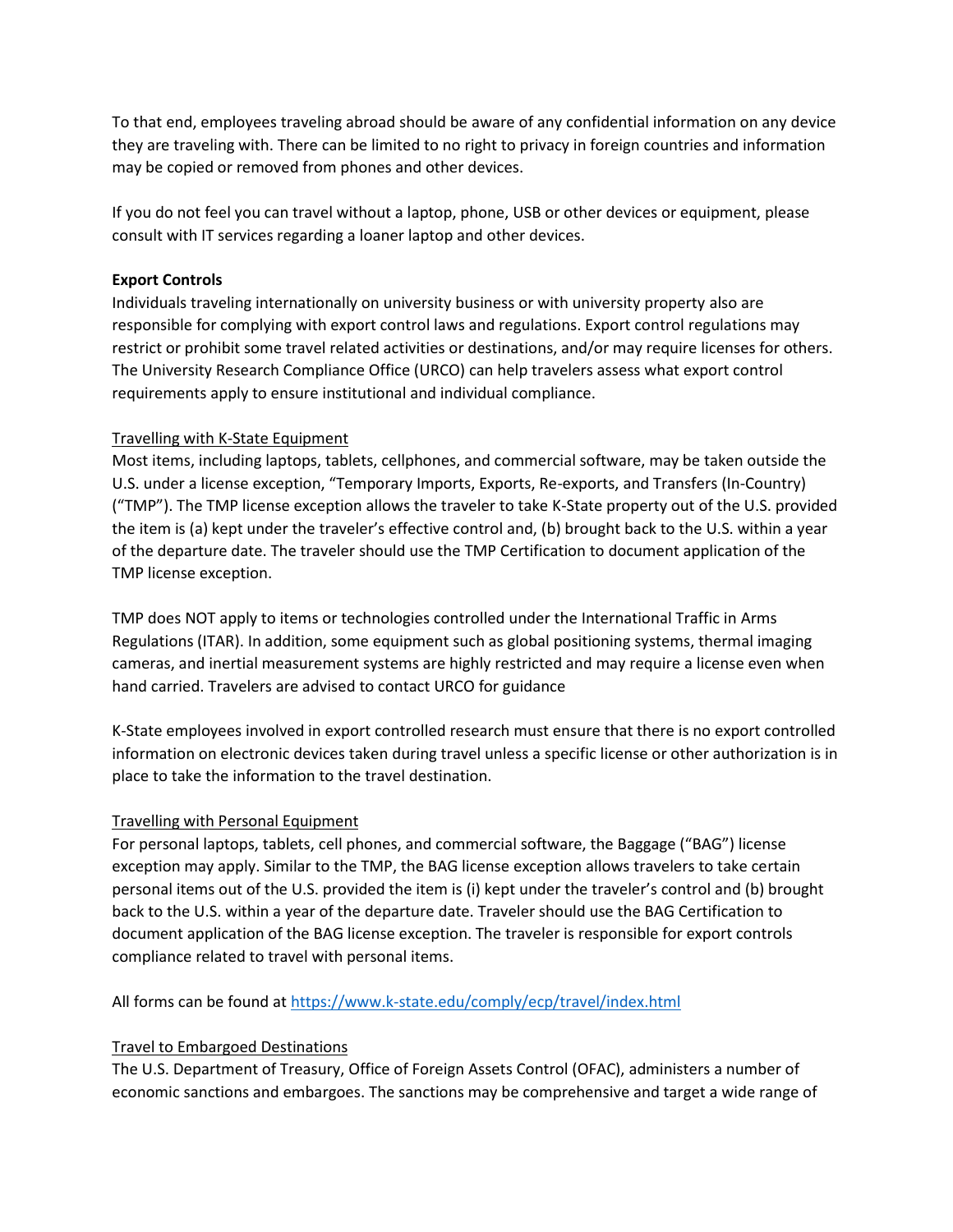To that end, employees traveling abroad should be aware of any confidential information on any device they are traveling with. There can be limited to no right to privacy in foreign countries and information may be copied or removed from phones and other devices.

If you do not feel you can travel without a laptop, phone, USB or other devices or equipment, please consult with IT services regarding a loaner laptop and other devices.

**Export Controls**

Individuals traveling internationally on university business or with university property also are responsible for complying with export control laws and regulations. Export control regulations may restrict or prohibit some travel related activities or destinations, and/or may require licenses for others. The University Research Compliance Office (URCO) can help travelers assess what export control requirements apply to ensure institutional and individual compliance.

<u>Travelling with K-State Equipment</u>

Most items, including laptops, tablets, cellphones, and commercial software, may be taken outside the U.S. under a license exception, "Temporary Imports, Exports, Re-exports, and Transfers (In-Country) ("TMP"). The TMP license exception allows the traveler to take K-State property out of the U.S. provided the item is (a) kept under the traveler's effective control and, (b) brought back to the U.S. within a year of the departure date. The traveler should use the TMP Certification to document application of the TMP license exception.

TMP does NOT apply to items or technologies controlled under the International Traffic in Arms Regulations (ITAR). In addition, some equipment such as global positioning systems, thermal imaging cameras, and inertial measurement systems are highly restricted and may require a license even when hand carried. Travelers are advised to contact URCO for guidance

K-State employees involved in export controlled research must ensure that there is no export controlled information on electronic devices taken during travel unless a specific license or other authorization is in place to take the information to the travel destination.

<u>Travelling with Personal Equipment</u>

For personal laptops, tablets, cell phones, and commercial software, the Baggage ("BAG") license exception may apply. Similar to the TMP, the BAG license exception allows travelers to take certain personal items out of the U.S. provided the item is (i) kept under the traveler's control and (b) brought back to the U.S. within a year of the departure date. Traveler should use the BAG Certification to document application of the BAG license exception. The traveler is responsible for export controls compliance related to travel with personal items.

All forms can be found at https://www.k-state.edu/comply/ecp/travel/index.html

<u>Travel to Embargoed Destinations</u>

The U.S. Department of Treasury, Office of Foreign Assets Control (OFAC), administers a number of economic sanctions and embargoes. The sanctions may be comprehensive and target a wide range of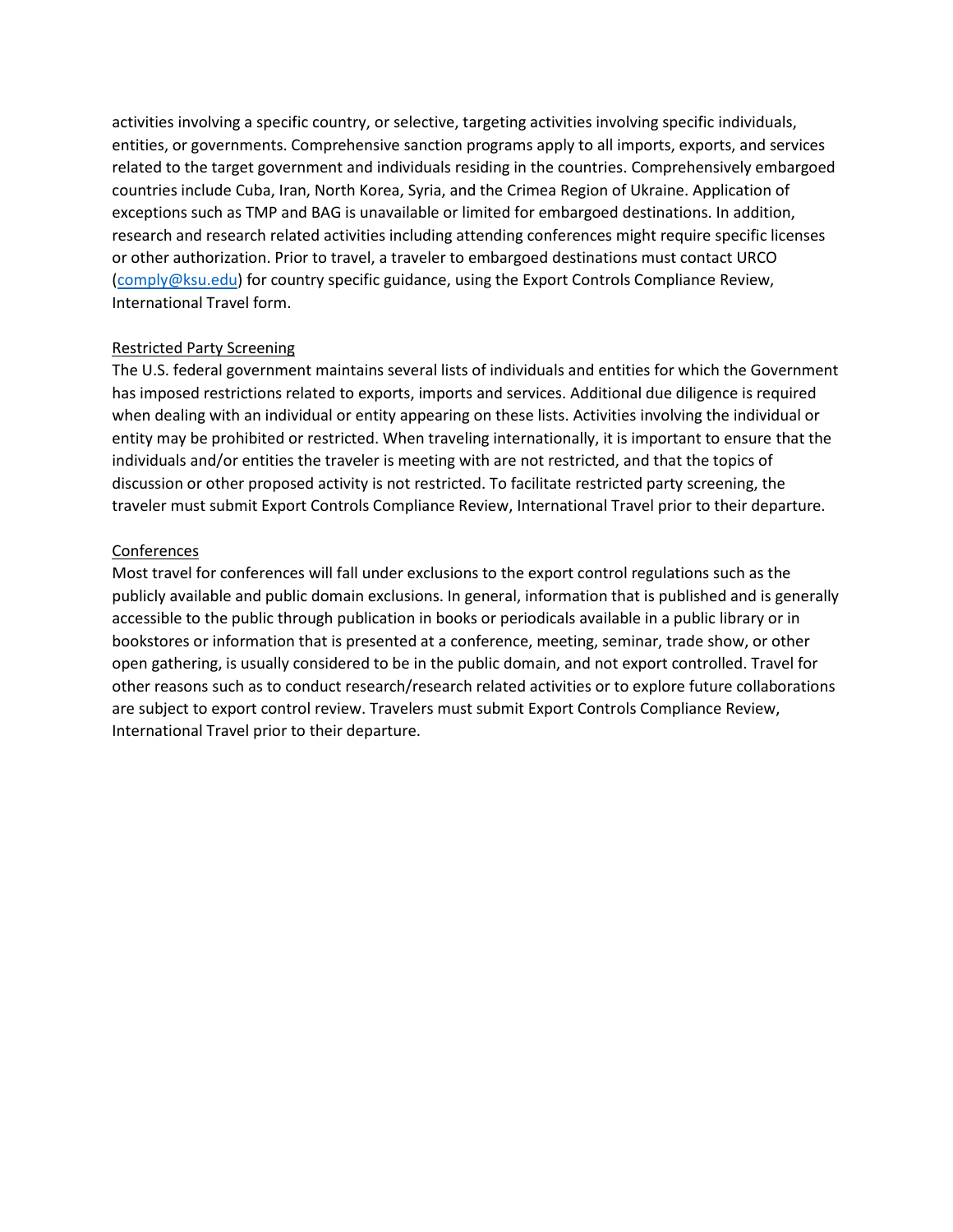activities involving a specific country, or selective, targeting activities involving specific individuals, entities, or governments. Comprehensive sanction programs apply to all imports, exports, and services related to the target government and individuals residing in the countries. Comprehensively embargoed countries include Cuba, Iran, North Korea, Syria, and the Crimea Region of Ukraine. Application of exceptions such as TMP and BAG is unavailable or limited for embargoed destinations. In addition, research and research related activities including attending conferences might require specific licenses or other authorization. Prior to travel, a traveler to embargoed destinations must contact URCO (comply@ksu.edu) for country specific guidance, using the Export Controls Compliance Review, International Travel form.

Restricted Party Screening

The U.S. federal government maintains several lists of individuals and entities for which the Government has imposed restrictions related to exports, imports and services. Additional due diligence is required when dealing with an individual or entity appearing on these lists. Activities involving the individual or entity may be prohibited or restricted. When traveling internationally, it is important to ensure that the individuals and/or entities the traveler is meeting with are not restricted, and that the topics of discussion or other proposed activity is not restricted. To facilitate restricted party screening, the traveler must submit Export Controls Compliance Review, International Travel prior to their departure.

Conferences

Most travel for conferences will fall under exclusions to the export control regulations such as the publicly available and public domain exclusions. In general, information that is published and is generally accessible to the public through publication in books or periodicals available in a public library or in bookstores or information that is presented at a conference, meeting, seminar, trade show, or other open gathering, is usually considered to be in the public domain, and not export controlled. Travel for other reasons such as to conduct research/research related activities or to explore future collaborations are subject to export control review. Travelers must submit Export Controls Compliance Review, International Travel prior to their departure.